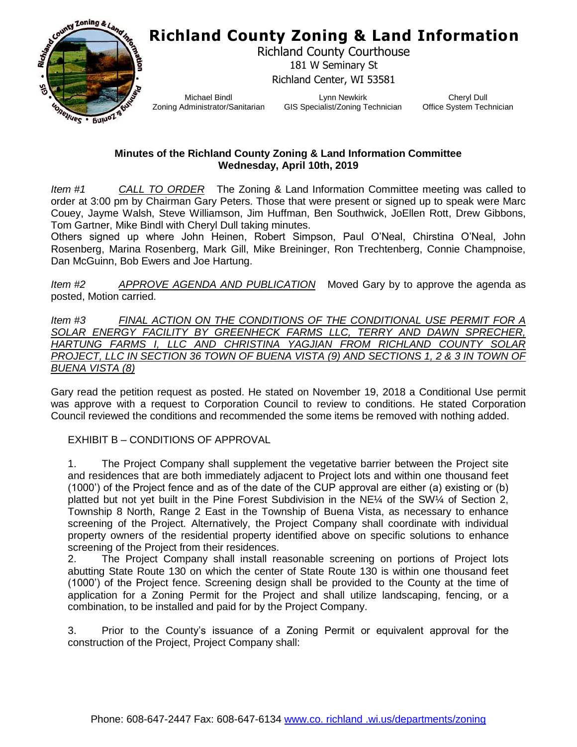# Richland County Zoning & Land Information

Richland County Courthouse
181 W Seminary St
Richland Center, WI 53581

Michael Bindl
Zoning Administrator/Sanitarian

Lynn Newkirk
GIS Specialist/Zoning Technician

Cheryl Dull
Office System Technician

**Minutes of the Richland County Zoning & Land Information Committee**
**Wednesday, April 10th, 2019**

*Item #1* *CALL TO ORDER* The Zoning & Land Information Committee meeting was called to order at 3:00 pm by Chairman Gary Peters. Those that were present or signed up to speak were Marc Couey, Jayme Walsh, Steve Williamson, Jim Huffman, Ben Southwick, JoEllen Rott, Drew Gibbons, Tom Gartner, Mike Bindl with Cheryl Dull taking minutes.
Others signed up where John Heinen, Robert Simpson, Paul O'Neal, Chirstina O'Neal, John Rosenberg, Marina Rosenberg, Mark Gill, Mike Breininger, Ron Trechtenberg, Connie Champnoise, Dan McGuinn, Bob Ewers and Joe Hartung.

*Item #2* *APPROVE AGENDA AND PUBLICATION* Moved Gary by to approve the agenda as posted, Motion carried.

*Item #3* *FINAL ACTION ON THE CONDITIONS OF THE CONDITIONAL USE PERMIT FOR A SOLAR ENERGY FACILITY BY GREENHECK FARMS LLC, TERRY AND DAWN SPRECHER, HARTUNG FARMS I, LLC AND CHRISTINA YAGJIAN FROM RICHLAND COUNTY SOLAR PROJECT, LLC IN SECTION 36 TOWN OF BUENA VISTA (9) AND SECTIONS 1, 2 & 3 IN TOWN OF BUENA VISTA (8)*

Gary read the petition request as posted. He stated on November 19, 2018 a Conditional Use permit was approve with a request to Corporation Council to review to conditions. He stated Corporation Council reviewed the conditions and recommended the some items be removed with nothing added.

EXHIBIT B – CONDITIONS OF APPROVAL

1. The Project Company shall supplement the vegetative barrier between the Project site and residences that are both immediately adjacent to Project lots and within one thousand feet (1000') of the Project fence and as of the date of the CUP approval are either (a) existing or (b) platted but not yet built in the Pine Forest Subdivision in the NE¼ of the SW¼ of Section 2, Township 8 North, Range 2 East in the Township of Buena Vista, as necessary to enhance screening of the Project. Alternatively, the Project Company shall coordinate with individual property owners of the residential property identified above on specific solutions to enhance screening of the Project from their residences.
2. The Project Company shall install reasonable screening on portions of Project lots abutting State Route 130 on which the center of State Route 130 is within one thousand feet (1000') of the Project fence. Screening design shall be provided to the County at the time of application for a Zoning Permit for the Project and shall utilize landscaping, fencing, or a combination, to be installed and paid for by the Project Company.

3. Prior to the County's issuance of a Zoning Permit or equivalent approval for the construction of the Project, Project Company shall: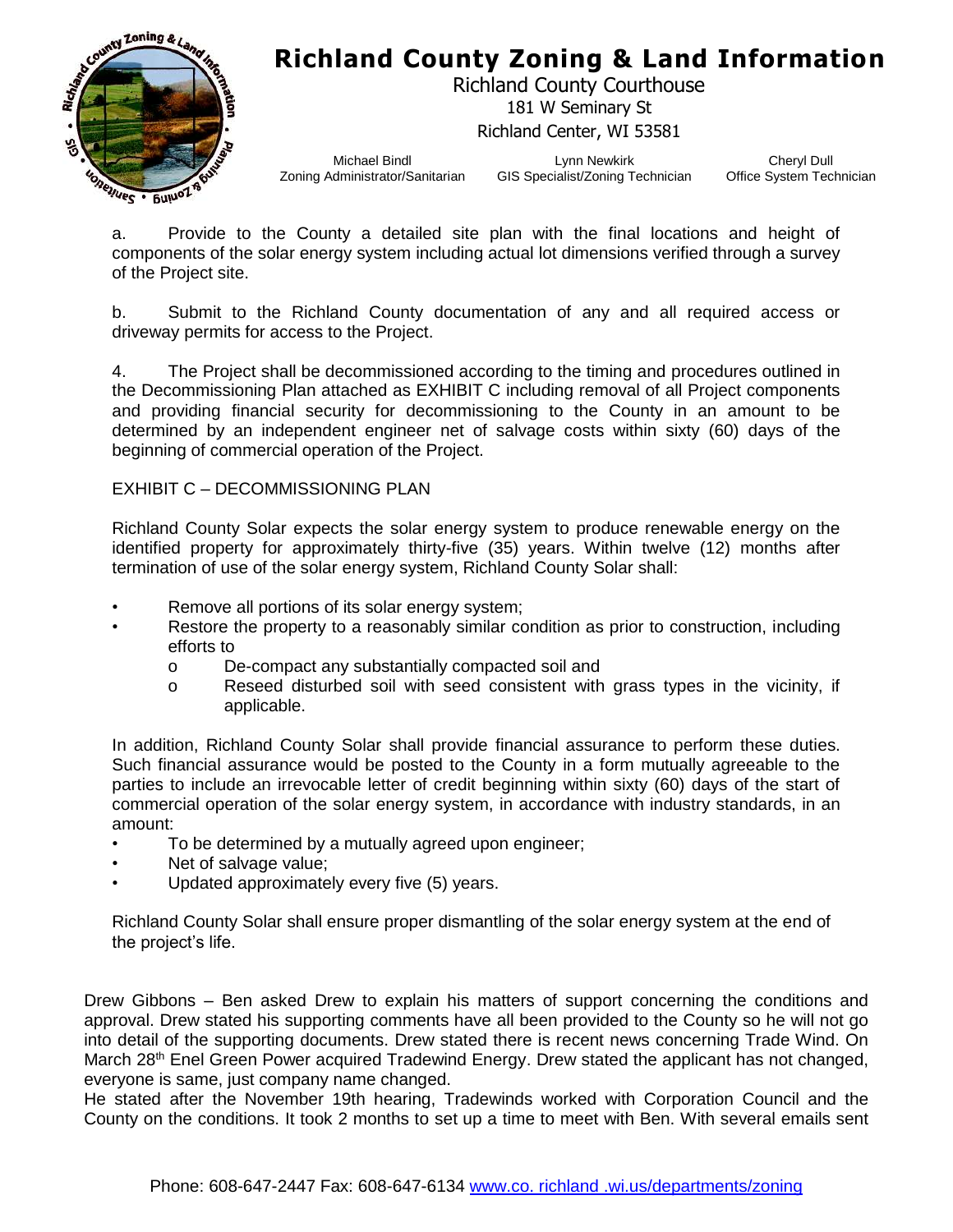a. Provide to the County a detailed site plan with the final locations and height of components of the solar energy system including actual lot dimensions verified through a survey of the Project site.

b. Submit to the Richland County documentation of any and all required access or driveway permits for access to the Project.

4. The Project shall be decommissioned according to the timing and procedures outlined in the Decommissioning Plan attached as EXHIBIT C including removal of all Project components and providing financial security for decommissioning to the County in an amount to be determined by an independent engineer net of salvage costs within sixty (60) days of the beginning of commercial operation of the Project.

EXHIBIT C – DECOMMISSIONING PLAN

Richland County Solar expects the solar energy system to produce renewable energy on the identified property for approximately thirty-five (35) years. Within twelve (12) months after termination of use of the solar energy system, Richland County Solar shall:

- Remove all portions of its solar energy system;
- Restore the property to a reasonably similar condition as prior to construction, including efforts to
  - De-compact any substantially compacted soil and
  - Reseed disturbed soil with seed consistent with grass types in the vicinity, if applicable.

In addition, Richland County Solar shall provide financial assurance to perform these duties. Such financial assurance would be posted to the County in a form mutually agreeable to the parties to include an irrevocable letter of credit beginning within sixty (60) days of the start of commercial operation of the solar energy system, in accordance with industry standards, in an amount:

- To be determined by a mutually agreed upon engineer;
- Net of salvage value;
- Updated approximately every five (5) years.

Richland County Solar shall ensure proper dismantling of the solar energy system at the end of the project's life.

Drew Gibbons – Ben asked Drew to explain his matters of support concerning the conditions and approval. Drew stated his supporting comments have all been provided to the County so he will not go into detail of the supporting documents. Drew stated there is recent news concerning Trade Wind. On March 28th Enel Green Power acquired Tradewind Energy. Drew stated the applicant has not changed, everyone is same, just company name changed.
He stated after the November 19th hearing, Tradewinds worked with Corporation Council and the County on the conditions. It took 2 months to set up a time to meet with Ben. With several emails sent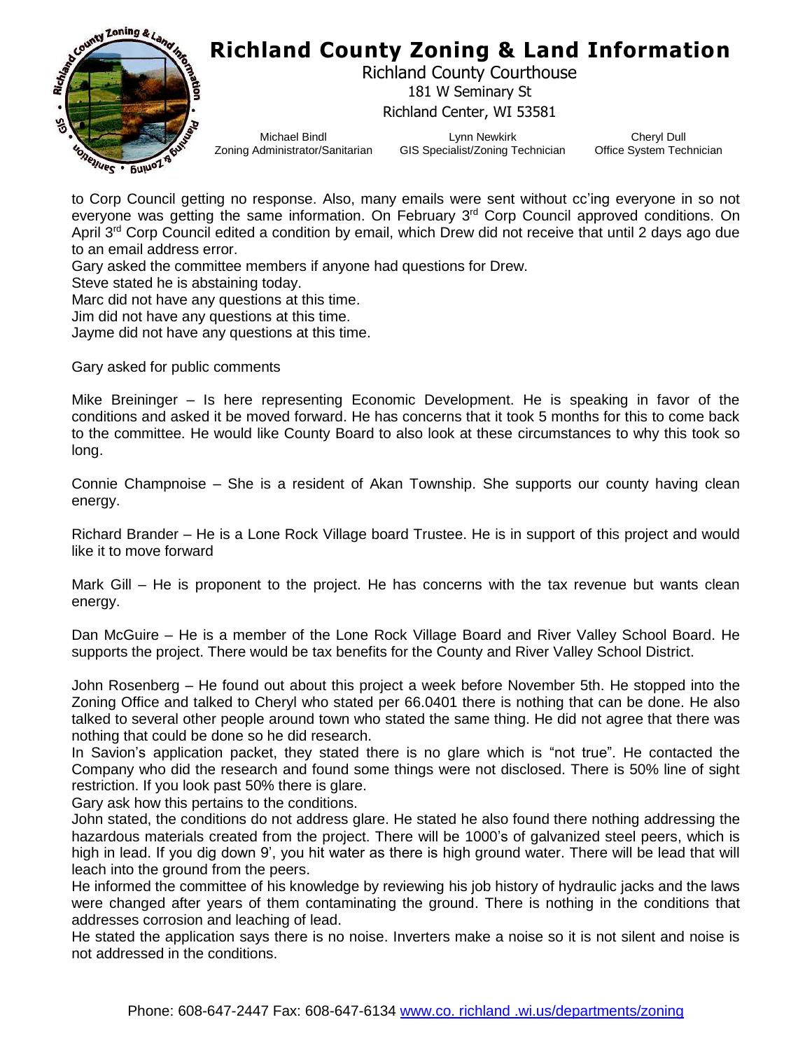to Corp Council getting no response. Also, many emails were sent without cc'ing everyone in so not everyone was getting the same information. On February 3rd Corp Council approved conditions. On April 3rd Corp Council edited a condition by email, which Drew did not receive that until 2 days ago due to an email address error.

Gary asked the committee members if anyone had questions for Drew.

Steve stated he is abstaining today.

Marc did not have any questions at this time.

Jim did not have any questions at this time.

Jayme did not have any questions at this time.

Gary asked for public comments

Mike Breininger – Is here representing Economic Development. He is speaking in favor of the conditions and asked it be moved forward. He has concerns that it took 5 months for this to come back to the committee. He would like County Board to also look at these circumstances to why this took so long.

Connie Champnoise – She is a resident of Akan Township. She supports our county having clean energy.

Richard Brander – He is a Lone Rock Village board Trustee. He is in support of this project and would like it to move forward

Mark Gill – He is proponent to the project. He has concerns with the tax revenue but wants clean energy.

Dan McGuire – He is a member of the Lone Rock Village Board and River Valley School Board. He supports the project. There would be tax benefits for the County and River Valley School District.

John Rosenberg – He found out about this project a week before November 5th. He stopped into the Zoning Office and talked to Cheryl who stated per 66.0401 there is nothing that can be done. He also talked to several other people around town who stated the same thing. He did not agree that there was nothing that could be done so he did research.

In Savion's application packet, they stated there is no glare which is "not true". He contacted the Company who did the research and found some things were not disclosed. There is 50% line of sight restriction. If you look past 50% there is glare.

Gary ask how this pertains to the conditions.

John stated, the conditions do not address glare. He stated he also found there nothing addressing the hazardous materials created from the project. There will be 1000's of galvanized steel peers, which is high in lead. If you dig down 9', you hit water as there is high ground water. There will be lead that will leach into the ground from the peers.

He informed the committee of his knowledge by reviewing his job history of hydraulic jacks and the laws were changed after years of them contaminating the ground. There is nothing in the conditions that addresses corrosion and leaching of lead.

He stated the application says there is no noise. Inverters make a noise so it is not silent and noise is not addressed in the conditions.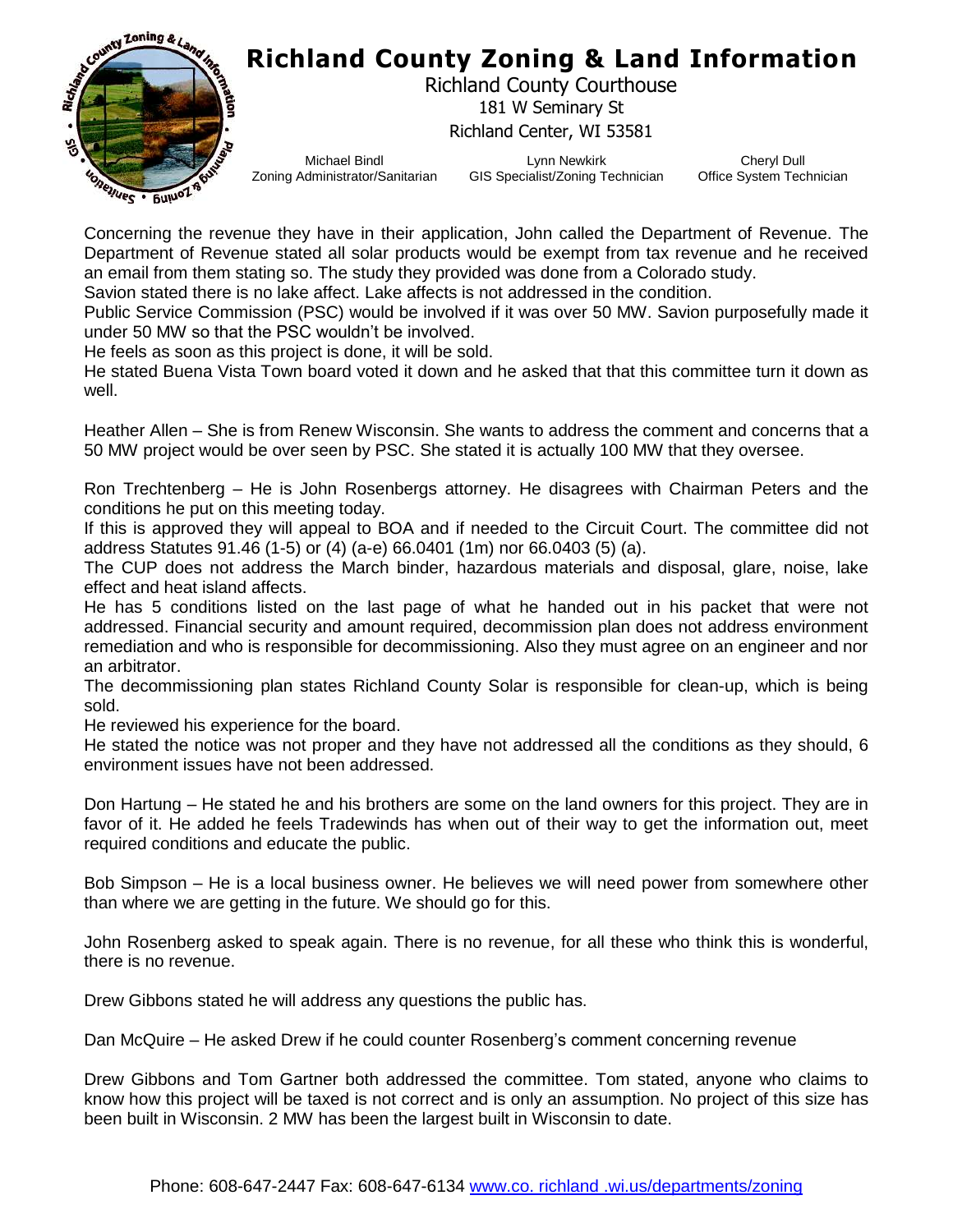# Richland County Zoning & Land Information

Richland County Courthouse
181 W Seminary St
Richland Center, WI 53581

Michael Bindl — Zoning Administrator/Sanitarian
Lynn Newkirk — GIS Specialist/Zoning Technician
Cheryl Dull — Office System Technician

Concerning the revenue they have in their application, John called the Department of Revenue. The Department of Revenue stated all solar products would be exempt from tax revenue and he received an email from them stating so. The study they provided was done from a Colorado study.

Savion stated there is no lake affect. Lake affects is not addressed in the condition.

Public Service Commission (PSC) would be involved if it was over 50 MW. Savion purposefully made it under 50 MW so that the PSC wouldn't be involved.

He feels as soon as this project is done, it will be sold.

He stated Buena Vista Town board voted it down and he asked that that this committee turn it down as well.

Heather Allen – She is from Renew Wisconsin. She wants to address the comment and concerns that a 50 MW project would be over seen by PSC. She stated it is actually 100 MW that they oversee.

Ron Trechtenberg – He is John Rosenbergs attorney. He disagrees with Chairman Peters and the conditions he put on this meeting today.

If this is approved they will appeal to BOA and if needed to the Circuit Court. The committee did not address Statutes 91.46 (1-5) or (4) (a-e) 66.0401 (1m) nor 66.0403 (5) (a).

The CUP does not address the March binder, hazardous materials and disposal, glare, noise, lake effect and heat island affects.

He has 5 conditions listed on the last page of what he handed out in his packet that were not addressed. Financial security and amount required, decommission plan does not address environment remediation and who is responsible for decommissioning. Also they must agree on an engineer and nor an arbitrator.

The decommissioning plan states Richland County Solar is responsible for clean-up, which is being sold.

He reviewed his experience for the board.

He stated the notice was not proper and they have not addressed all the conditions as they should, 6 environment issues have not been addressed.

Don Hartung – He stated he and his brothers are some on the land owners for this project. They are in favor of it. He added he feels Tradewinds has when out of their way to get the information out, meet required conditions and educate the public.

Bob Simpson – He is a local business owner. He believes we will need power from somewhere other than where we are getting in the future. We should go for this.

John Rosenberg asked to speak again. There is no revenue, for all these who think this is wonderful, there is no revenue.

Drew Gibbons stated he will address any questions the public has.

Dan McQuire – He asked Drew if he could counter Rosenberg's comment concerning revenue

Drew Gibbons and Tom Gartner both addressed the committee. Tom stated, anyone who claims to know how this project will be taxed is not correct and is only an assumption. No project of this size has been built in Wisconsin. 2 MW has been the largest built in Wisconsin to date.

Phone: 608-647-2447 Fax: 608-647-6134 www.co. richland .wi.us/departments/zoning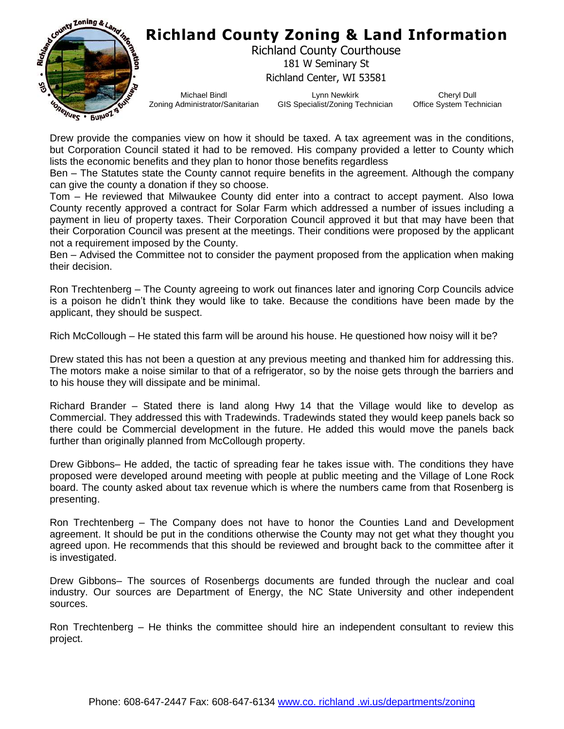Drew provide the companies view on how it should be taxed. A tax agreement was in the conditions, but Corporation Council stated it had to be removed. His company provided a letter to County which lists the economic benefits and they plan to honor those benefits regardless

Ben – The Statutes state the County cannot require benefits in the agreement. Although the company can give the county a donation if they so choose.

Tom – He reviewed that Milwaukee County did enter into a contract to accept payment. Also Iowa County recently approved a contract for Solar Farm which addressed a number of issues including a payment in lieu of property taxes. Their Corporation Council approved it but that may have been that their Corporation Council was present at the meetings. Their conditions were proposed by the applicant not a requirement imposed by the County.

Ben – Advised the Committee not to consider the payment proposed from the application when making their decision.

Ron Trechtenberg – The County agreeing to work out finances later and ignoring Corp Councils advice is a poison he didn't think they would like to take. Because the conditions have been made by the applicant, they should be suspect.

Rich McCollough – He stated this farm will be around his house. He questioned how noisy will it be?

Drew stated this has not been a question at any previous meeting and thanked him for addressing this. The motors make a noise similar to that of a refrigerator, so by the noise gets through the barriers and to his house they will dissipate and be minimal.

Richard Brander – Stated there is land along Hwy 14 that the Village would like to develop as Commercial. They addressed this with Tradewinds. Tradewinds stated they would keep panels back so there could be Commercial development in the future. He added this would move the panels back further than originally planned from McCollough property.

Drew Gibbons– He added, the tactic of spreading fear he takes issue with. The conditions they have proposed were developed around meeting with people at public meeting and the Village of Lone Rock board. The county asked about tax revenue which is where the numbers came from that Rosenberg is presenting.

Ron Trechtenberg – The Company does not have to honor the Counties Land and Development agreement. It should be put in the conditions otherwise the County may not get what they thought you agreed upon. He recommends that this should be reviewed and brought back to the committee after it is investigated.

Drew Gibbons– The sources of Rosenbergs documents are funded through the nuclear and coal industry. Our sources are Department of Energy, the NC State University and other independent sources.

Ron Trechtenberg – He thinks the committee should hire an independent consultant to review this project.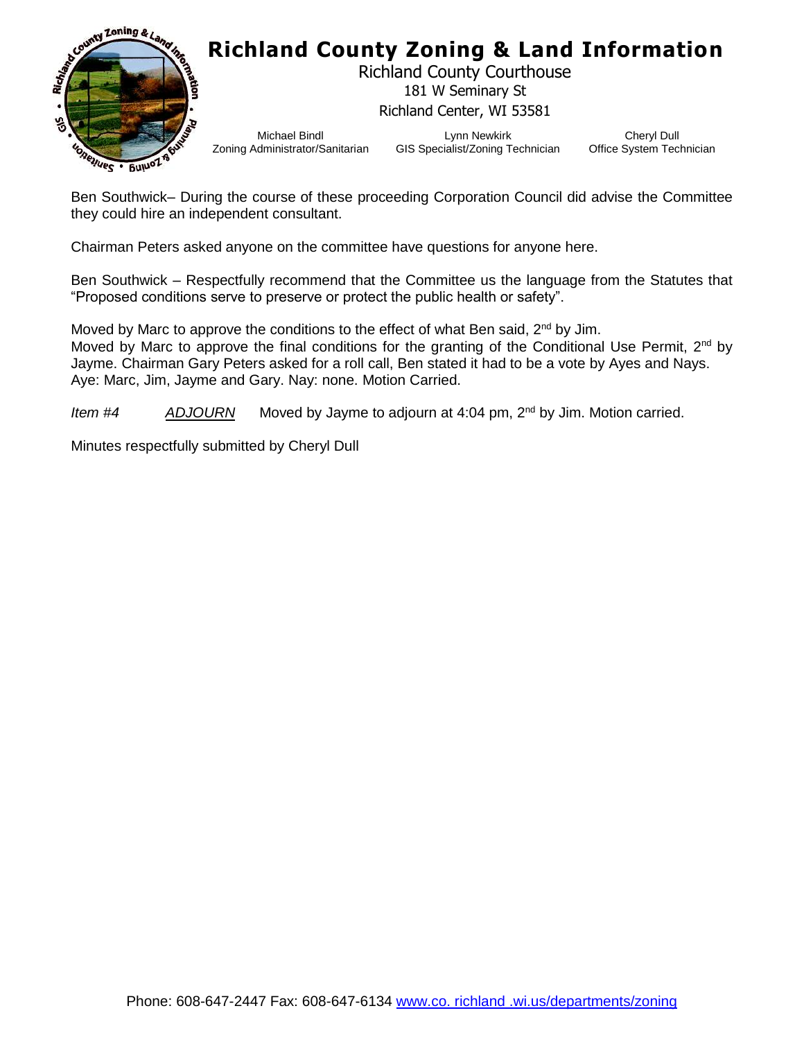# Richland County Zoning & Land Information

Richland County Courthouse
181 W Seminary St
Richland Center, WI 53581

Michael Bindl
Zoning Administrator/Sanitarian

Lynn Newkirk
GIS Specialist/Zoning Technician

Cheryl Dull
Office System Technician

Ben Southwick– During the course of these proceeding Corporation Council did advise the Committee they could hire an independent consultant.

Chairman Peters asked anyone on the committee have questions for anyone here.

Ben Southwick – Respectfully recommend that the Committee us the language from the Statutes that "Proposed conditions serve to preserve or protect the public health or safety".

Moved by Marc to approve the conditions to the effect of what Ben said, 2nd by Jim.
Moved by Marc to approve the final conditions for the granting of the Conditional Use Permit, 2nd by Jayme. Chairman Gary Peters asked for a roll call, Ben stated it had to be a vote by Ayes and Nays. Aye: Marc, Jim, Jayme and Gary. Nay: none. Motion Carried.

*Item #4* <u>ADJOURN</u> Moved by Jayme to adjourn at 4:04 pm, 2nd by Jim. Motion carried.

Minutes respectfully submitted by Cheryl Dull

Phone: 608-647-2447 Fax: 608-647-6134 www.co. richland .wi.us/departments/zoning